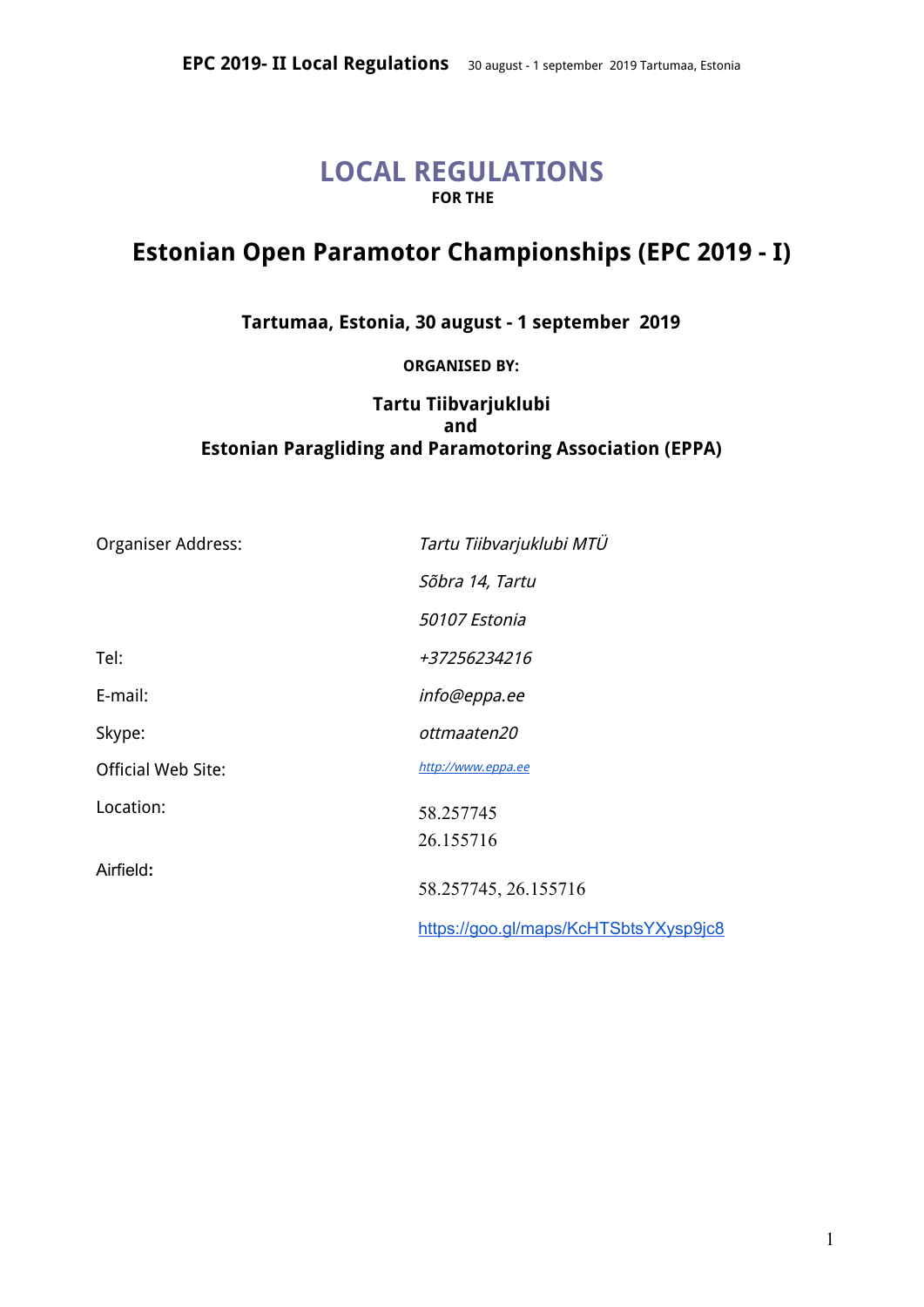# LOCAL REGULATIONS

**FOR THE**

## Estonian Open Paramotor Championships (EPC 2019 - I)

**Tartumaa, Estonia, 30 august - 1 september 2019**

**ORGANISED BY:**

**Tartu Tiibvarjuklubi**
**and**
**Estonian Paragliding and Paramotoring Association (EPPA)**

| | |
|---|---|
| Organiser Address: | *Tartu Tiibvarjuklubi MTÜ* |
| | *Sõbra 14, Tartu* |
| | *50107 Estonia* |
| Tel: | *+37256234216* |
| E-mail: | *info@eppa.ee* |
| Skype: | *ottmaaten20* |
| Official Web Site: | *http://www.eppa.ee* |
| Location: | 58.257745<br>26.155716 |
| Airfield: | 58.257745, 26.155716 |
| | https://goo.gl/maps/KcHTSbtsYXysp9jc8 |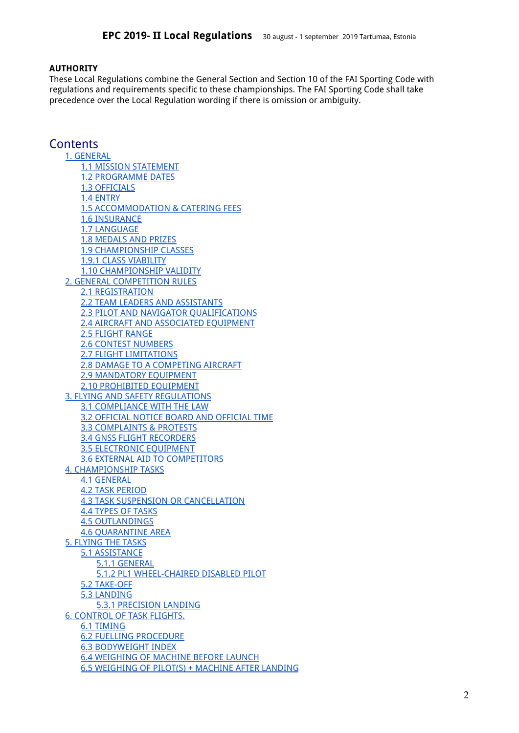# EPC 2019- II Local Regulations

30 august - 1 september 2019 Tartumaa, Estonia

**AUTHORITY**

These Local Regulations combine the General Section and Section 10 of the FAI Sporting Code with regulations and requirements specific to these championships. The FAI Sporting Code shall take precedence over the Local Regulation wording if there is omission or ambiguity.

## Contents

- 1. GENERAL
  - 1.1 MISSION STATEMENT
  - 1.2 PROGRAMME DATES
  - 1.3 OFFICIALS
  - 1.4 ENTRY
  - 1.5 ACCOMMODATION & CATERING FEES
  - 1.6 INSURANCE
  - 1.7 LANGUAGE
  - 1.8 MEDALS AND PRIZES
  - 1.9 CHAMPIONSHIP CLASSES
  - 1.9.1 CLASS VIABILITY
  - 1.10 CHAMPIONSHIP VALIDITY
- 2. GENERAL COMPETITION RULES
  - 2.1 REGISTRATION
  - 2.2 TEAM LEADERS AND ASSISTANTS
  - 2.3 PILOT AND NAVIGATOR QUALIFICATIONS
  - 2.4 AIRCRAFT AND ASSOCIATED EQUIPMENT
  - 2.5 FLIGHT RANGE
  - 2.6 CONTEST NUMBERS
  - 2.7 FLIGHT LIMITATIONS
  - 2.8 DAMAGE TO A COMPETING AIRCRAFT
  - 2.9 MANDATORY EQUIPMENT
  - 2.10 PROHIBITED EQUIPMENT
- 3. FLYING AND SAFETY REGULATIONS
  - 3.1 COMPLIANCE WITH THE LAW
  - 3.2 OFFICIAL NOTICE BOARD AND OFFICIAL TIME
  - 3.3 COMPLAINTS & PROTESTS
  - 3.4 GNSS FLIGHT RECORDERS
  - 3.5 ELECTRONIC EQUIPMENT
  - 3.6 EXTERNAL AID TO COMPETITORS
- 4. CHAMPIONSHIP TASKS
  - 4.1 GENERAL
  - 4.2 TASK PERIOD
  - 4.3 TASK SUSPENSION OR CANCELLATION
  - 4.4 TYPES OF TASKS
  - 4.5 OUTLANDINGS
  - 4.6 QUARANTINE AREA
- 5. FLYING THE TASKS
  - 5.1 ASSISTANCE
    - 5.1.1 GENERAL
    - 5.1.2 PL1 WHEEL-CHAIRED DISABLED PILOT
  - 5.2 TAKE-OFF
  - 5.3 LANDING
    - 5.3.1 PRECISION LANDING
- 6. CONTROL OF TASK FLIGHTS.
  - 6.1 TIMING
  - 6.2 FUELLING PROCEDURE
  - 6.3 BODYWEIGHT INDEX
  - 6.4 WEIGHING OF MACHINE BEFORE LAUNCH
  - 6.5 WEIGHING OF PILOT(S) + MACHINE AFTER LANDING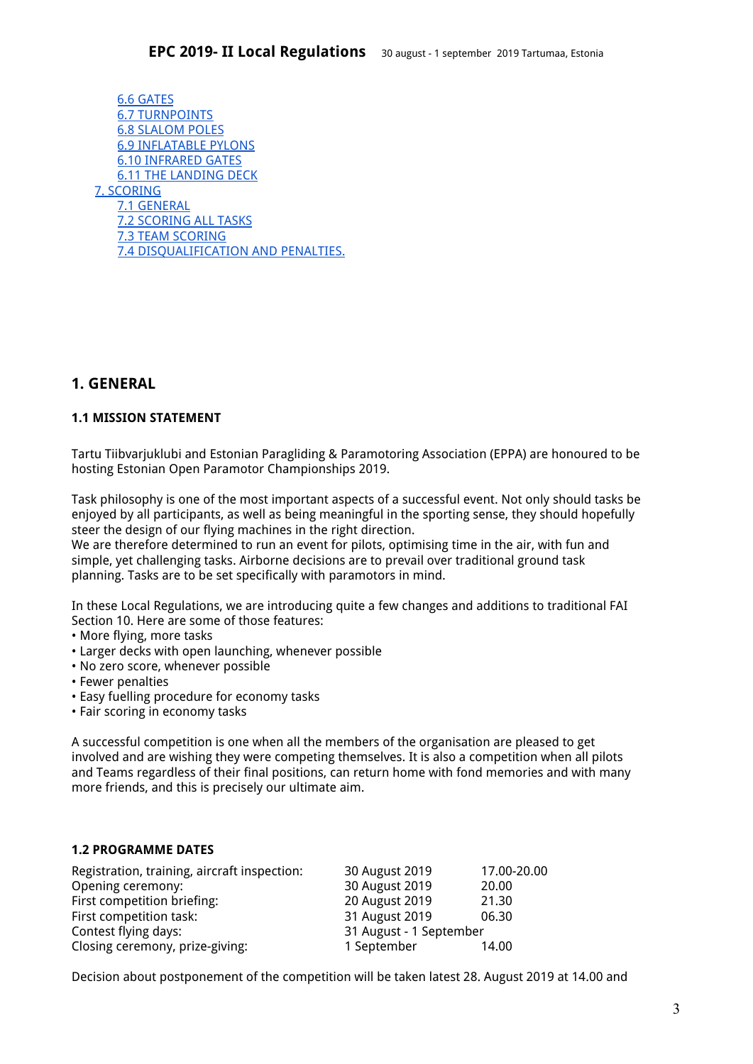- 6.6 GATES
- 6.7 TURNPOINTS
- 6.8 SLALOM POLES
- 6.9 INFLATABLE PYLONS
- 6.10 INFRARED GATES
- 6.11 THE LANDING DECK
- 7. SCORING
  - 7.1 GENERAL
  - 7.2 SCORING ALL TASKS
  - 7.3 TEAM SCORING
  - 7.4 DISQUALIFICATION AND PENALTIES.

## 1. GENERAL

### 1.1 MISSION STATEMENT

Tartu Tiibvarjuklubi and Estonian Paragliding & Paramotoring Association (EPPA) are honoured to be hosting Estonian Open Paramotor Championships 2019.

Task philosophy is one of the most important aspects of a successful event. Not only should tasks be enjoyed by all participants, as well as being meaningful in the sporting sense, they should hopefully steer the design of our flying machines in the right direction.
We are therefore determined to run an event for pilots, optimising time in the air, with fun and simple, yet challenging tasks. Airborne decisions are to prevail over traditional ground task planning. Tasks are to be set specifically with paramotors in mind.

In these Local Regulations, we are introducing quite a few changes and additions to traditional FAI Section 10. Here are some of those features:

- More flying, more tasks
- Larger decks with open launching, whenever possible
- No zero score, whenever possible
- Fewer penalties
- Easy fuelling procedure for economy tasks
- Fair scoring in economy tasks

A successful competition is one when all the members of the organisation are pleased to get involved and are wishing they were competing themselves. It is also a competition when all pilots and Teams regardless of their final positions, can return home with fond memories and with many more friends, and this is precisely our ultimate aim.

### 1.2 PROGRAMME DATES

| | | |
|---|---|---|
| Registration, training, aircraft inspection: | 30 August 2019 | 17.00-20.00 |
| Opening ceremony: | 30 August 2019 | 20.00 |
| First competition briefing: | 20 August 2019 | 21.30 |
| First competition task: | 31 August 2019 | 06.30 |
| Contest flying days: | 31 August - 1 September | |
| Closing ceremony, prize-giving: | 1 September | 14.00 |

Decision about postponement of the competition will be taken latest 28. August 2019 at 14.00 and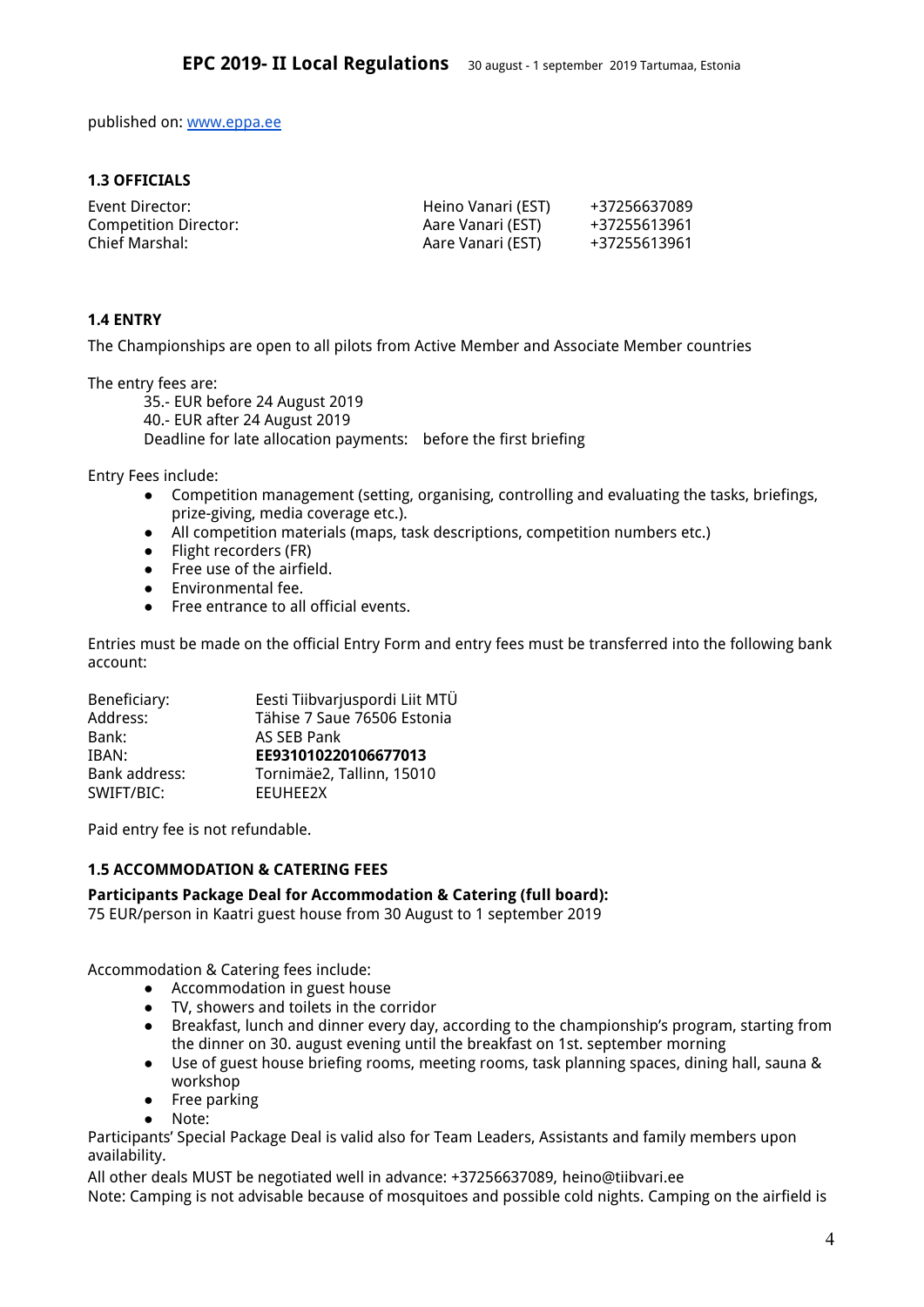published on: www.eppa.ee

### 1.3 OFFICIALS

| | | |
|---|---|---|
| Event Director: | Heino Vanari (EST) | +37256637089 |
| Competition Director: | Aare Vanari (EST) | +37255613961 |
| Chief Marshal: | Aare Vanari (EST) | +37255613961 |

### 1.4 ENTRY

The Championships are open to all pilots from Active Member and Associate Member countries

The entry fees are:

35.- EUR before 24 August 2019
40.- EUR after 24 August 2019
Deadline for late allocation payments: before the first briefing

Entry Fees include:

- Competition management (setting, organising, controlling and evaluating the tasks, briefings, prize-giving, media coverage etc.).
- All competition materials (maps, task descriptions, competition numbers etc.)
- Flight recorders (FR)
- Free use of the airfield.
- Environmental fee.
- Free entrance to all official events.

Entries must be made on the official Entry Form and entry fees must be transferred into the following bank account:

| | |
|---|---|
| Beneficiary: | Eesti Tiibvarjuspordi Liit MTÜ |
| Address: | Tähise 7 Saue 76506 Estonia |
| Bank: | AS SEB Pank |
| IBAN: | **EE931010220106677013** |
| Bank address: | Tornimäe2, Tallinn, 15010 |
| SWIFT/BIC: | EEUHEE2X |

Paid entry fee is not refundable.

### 1.5 ACCOMMODATION & CATERING FEES

**Participants Package Deal for Accommodation & Catering (full board):**
75 EUR/person in Kaatri guest house from 30 August to 1 september 2019

Accommodation & Catering fees include:

- Accommodation in guest house
- TV, showers and toilets in the corridor
- Breakfast, lunch and dinner every day, according to the championship's program, starting from the dinner on 30. august evening until the breakfast on 1st. september morning
- Use of guest house briefing rooms, meeting rooms, task planning spaces, dining hall, sauna & workshop
- Free parking
- Note:

Participants' Special Package Deal is valid also for Team Leaders, Assistants and family members upon availability.

All other deals MUST be negotiated well in advance: +37256637089, heino@tiibvari.ee

Note: Camping is not advisable because of mosquitoes and possible cold nights. Camping on the airfield is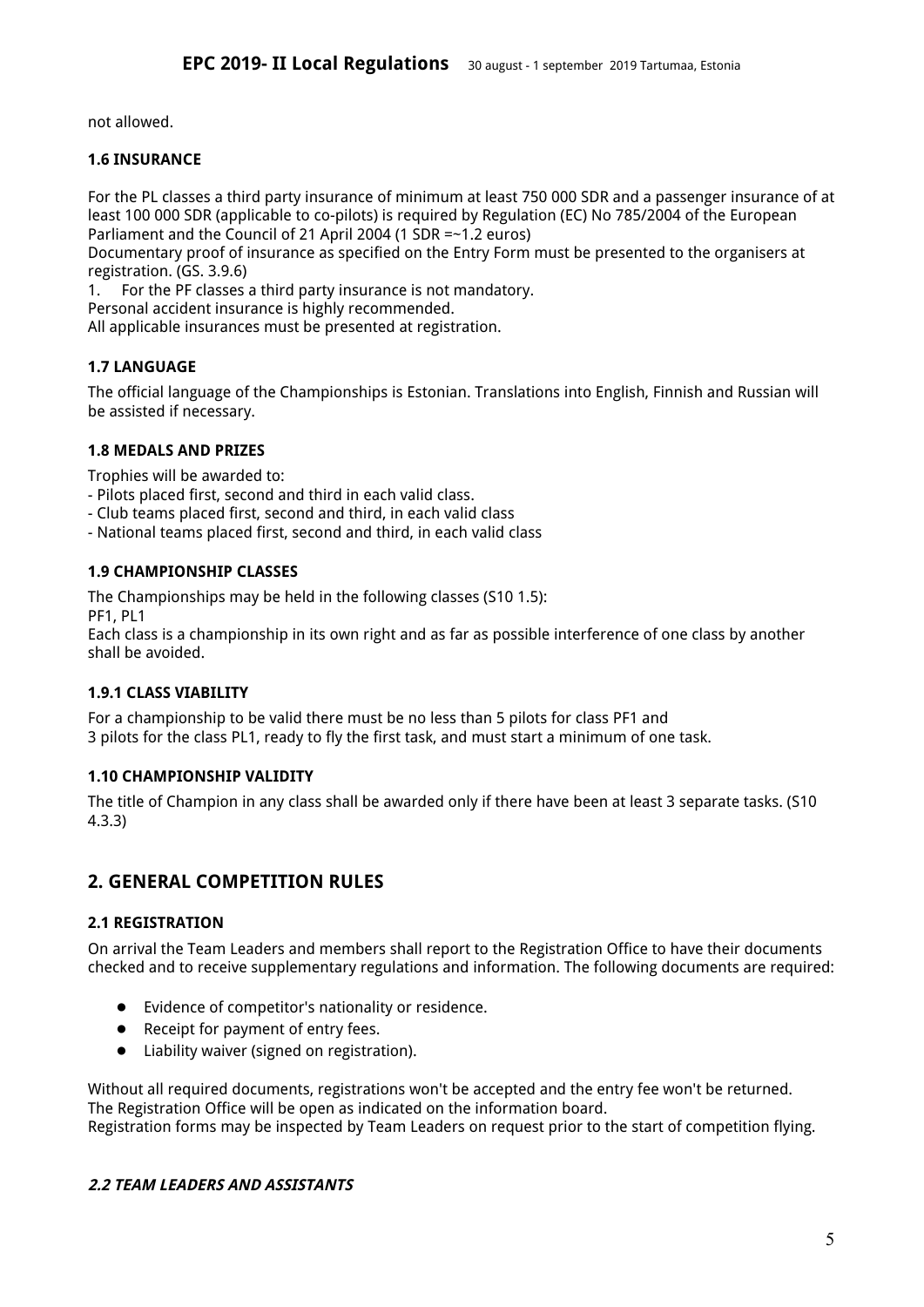not allowed.

### 1.6 INSURANCE

For the PL classes a third party insurance of minimum at least 750 000 SDR and a passenger insurance of at least 100 000 SDR (applicable to co-pilots) is required by Regulation (EC) No 785/2004 of the European Parliament and the Council of 21 April 2004 (1 SDR =~1.2 euros)
Documentary proof of insurance as specified on the Entry Form must be presented to the organisers at registration. (GS. 3.9.6)

1. For the PF classes a third party insurance is not mandatory.

Personal accident insurance is highly recommended.
All applicable insurances must be presented at registration.

### 1.7 LANGUAGE

The official language of the Championships is Estonian. Translations into English, Finnish and Russian will be assisted if necessary.

### 1.8 MEDALS AND PRIZES

Trophies will be awarded to:
- Pilots placed first, second and third in each valid class.
- Club teams placed first, second and third, in each valid class
- National teams placed first, second and third, in each valid class

### 1.9 CHAMPIONSHIP CLASSES

The Championships may be held in the following classes (S10 1.5):
PF1, PL1
Each class is a championship in its own right and as far as possible interference of one class by another shall be avoided.

### 1.9.1 CLASS VIABILITY

For a championship to be valid there must be no less than 5 pilots for class PF1 and
3 pilots for the class PL1, ready to fly the first task, and must start a minimum of one task.

### 1.10 CHAMPIONSHIP VALIDITY

The title of Champion in any class shall be awarded only if there have been at least 3 separate tasks. (S10 4.3.3)

## 2. GENERAL COMPETITION RULES

### 2.1 REGISTRATION

On arrival the Team Leaders and members shall report to the Registration Office to have their documents checked and to receive supplementary regulations and information. The following documents are required:

- Evidence of competitor's nationality or residence.
- Receipt for payment of entry fees.
- Liability waiver (signed on registration).

Without all required documents, registrations won't be accepted and the entry fee won't be returned.
The Registration Office will be open as indicated on the information board.
Registration forms may be inspected by Team Leaders on request prior to the start of competition flying.

### *2.2 TEAM LEADERS AND ASSISTANTS*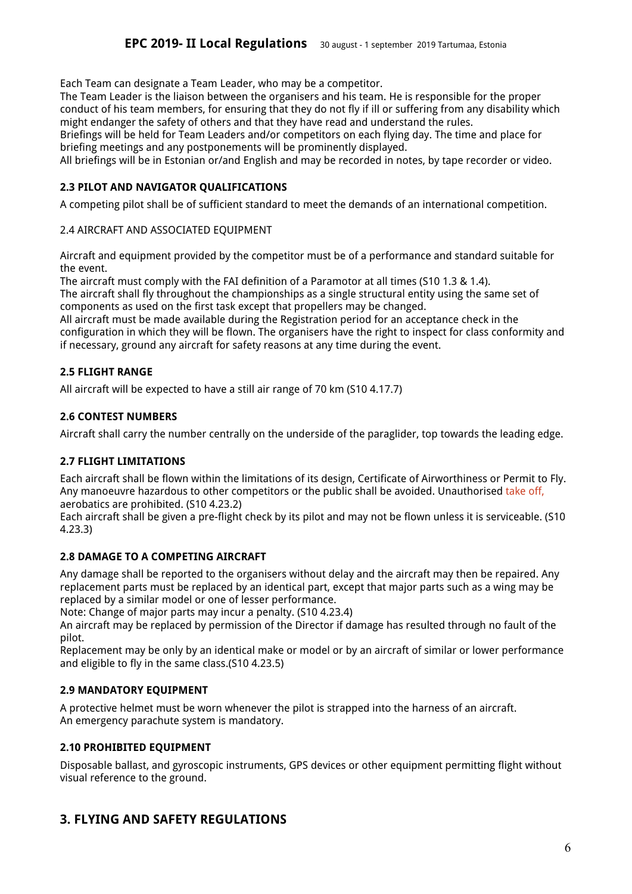Each Team can designate a Team Leader, who may be a competitor.
The Team Leader is the liaison between the organisers and his team. He is responsible for the proper conduct of his team members, for ensuring that they do not fly if ill or suffering from any disability which might endanger the safety of others and that they have read and understand the rules.
Briefings will be held for Team Leaders and/or competitors on each flying day. The time and place for briefing meetings and any postponements will be prominently displayed.
All briefings will be in Estonian or/and English and may be recorded in notes, by tape recorder or video.

### 2.3 PILOT AND NAVIGATOR QUALIFICATIONS

A competing pilot shall be of sufficient standard to meet the demands of an international competition.

### 2.4 AIRCRAFT AND ASSOCIATED EQUIPMENT

Aircraft and equipment provided by the competitor must be of a performance and standard suitable for the event.
The aircraft must comply with the FAI definition of a Paramotor at all times (S10 1.3 & 1.4).
The aircraft shall fly throughout the championships as a single structural entity using the same set of components as used on the first task except that propellers may be changed.
All aircraft must be made available during the Registration period for an acceptance check in the configuration in which they will be flown. The organisers have the right to inspect for class conformity and if necessary, ground any aircraft for safety reasons at any time during the event.

### 2.5 FLIGHT RANGE

All aircraft will be expected to have a still air range of 70 km (S10 4.17.7)

### 2.6 CONTEST NUMBERS

Aircraft shall carry the number centrally on the underside of the paraglider, top towards the leading edge.

### 2.7 FLIGHT LIMITATIONS

Each aircraft shall be flown within the limitations of its design, Certificate of Airworthiness or Permit to Fly. Any manoeuvre hazardous to other competitors or the public shall be avoided. Unauthorised take off, aerobatics are prohibited. (S10 4.23.2)
Each aircraft shall be given a pre-flight check by its pilot and may not be flown unless it is serviceable. (S10 4.23.3)

### 2.8 DAMAGE TO A COMPETING AIRCRAFT

Any damage shall be reported to the organisers without delay and the aircraft may then be repaired. Any replacement parts must be replaced by an identical part, except that major parts such as a wing may be replaced by a similar model or one of lesser performance.
Note: Change of major parts may incur a penalty. (S10 4.23.4)
An aircraft may be replaced by permission of the Director if damage has resulted through no fault of the pilot.
Replacement may be only by an identical make or model or by an aircraft of similar or lower performance and eligible to fly in the same class.(S10 4.23.5)

### 2.9 MANDATORY EQUIPMENT

A protective helmet must be worn whenever the pilot is strapped into the harness of an aircraft.
An emergency parachute system is mandatory.

### 2.10 PROHIBITED EQUIPMENT

Disposable ballast, and gyroscopic instruments, GPS devices or other equipment permitting flight without visual reference to the ground.

## 3. FLYING AND SAFETY REGULATIONS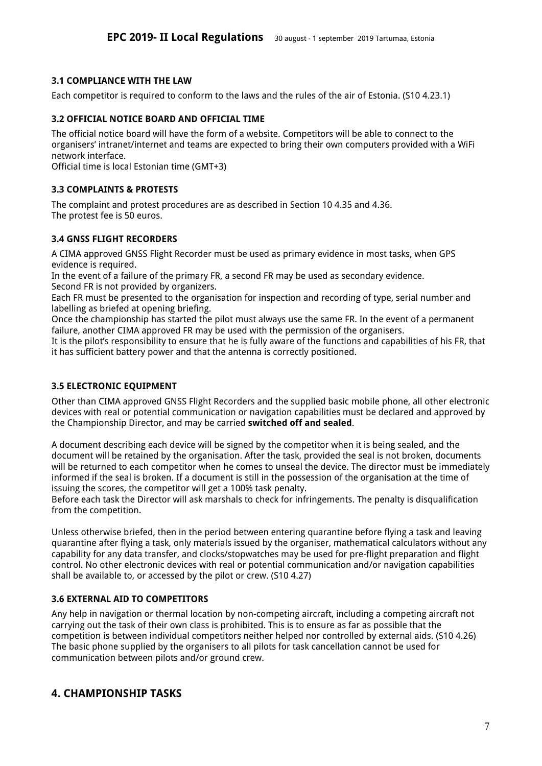### 3.1 COMPLIANCE WITH THE LAW

Each competitor is required to conform to the laws and the rules of the air of Estonia. (S10 4.23.1)

### 3.2 OFFICIAL NOTICE BOARD AND OFFICIAL TIME

The official notice board will have the form of a website. Competitors will be able to connect to the organisers' intranet/internet and teams are expected to bring their own computers provided with a WiFi network interface.
Official time is local Estonian time (GMT+3)

### 3.3 COMPLAINTS & PROTESTS

The complaint and protest procedures are as described in Section 10 4.35 and 4.36.
The protest fee is 50 euros.

### 3.4 GNSS FLIGHT RECORDERS

A CIMA approved GNSS Flight Recorder must be used as primary evidence in most tasks, when GPS evidence is required.
In the event of a failure of the primary FR, a second FR may be used as secondary evidence.
Second FR is not provided by organizers.
Each FR must be presented to the organisation for inspection and recording of type, serial number and labelling as briefed at opening briefing.
Once the championship has started the pilot must always use the same FR. In the event of a permanent failure, another CIMA approved FR may be used with the permission of the organisers.
It is the pilot's responsibility to ensure that he is fully aware of the functions and capabilities of his FR, that it has sufficient battery power and that the antenna is correctly positioned.

### 3.5 ELECTRONIC EQUIPMENT

Other than CIMA approved GNSS Flight Recorders and the supplied basic mobile phone, all other electronic devices with real or potential communication or navigation capabilities must be declared and approved by the Championship Director, and may be carried **switched off and sealed**.

A document describing each device will be signed by the competitor when it is being sealed, and the document will be retained by the organisation. After the task, provided the seal is not broken, documents will be returned to each competitor when he comes to unseal the device. The director must be immediately informed if the seal is broken. If a document is still in the possession of the organisation at the time of issuing the scores, the competitor will get a 100% task penalty.
Before each task the Director will ask marshals to check for infringements. The penalty is disqualification from the competition.

Unless otherwise briefed, then in the period between entering quarantine before flying a task and leaving quarantine after flying a task, only materials issued by the organiser, mathematical calculators without any capability for any data transfer, and clocks/stopwatches may be used for pre-flight preparation and flight control. No other electronic devices with real or potential communication and/or navigation capabilities shall be available to, or accessed by the pilot or crew. (S10 4.27)

### 3.6 EXTERNAL AID TO COMPETITORS

Any help in navigation or thermal location by non-competing aircraft, including a competing aircraft not carrying out the task of their own class is prohibited. This is to ensure as far as possible that the competition is between individual competitors neither helped nor controlled by external aids. (S10 4.26)
The basic phone supplied by the organisers to all pilots for task cancellation cannot be used for communication between pilots and/or ground crew.

## 4. CHAMPIONSHIP TASKS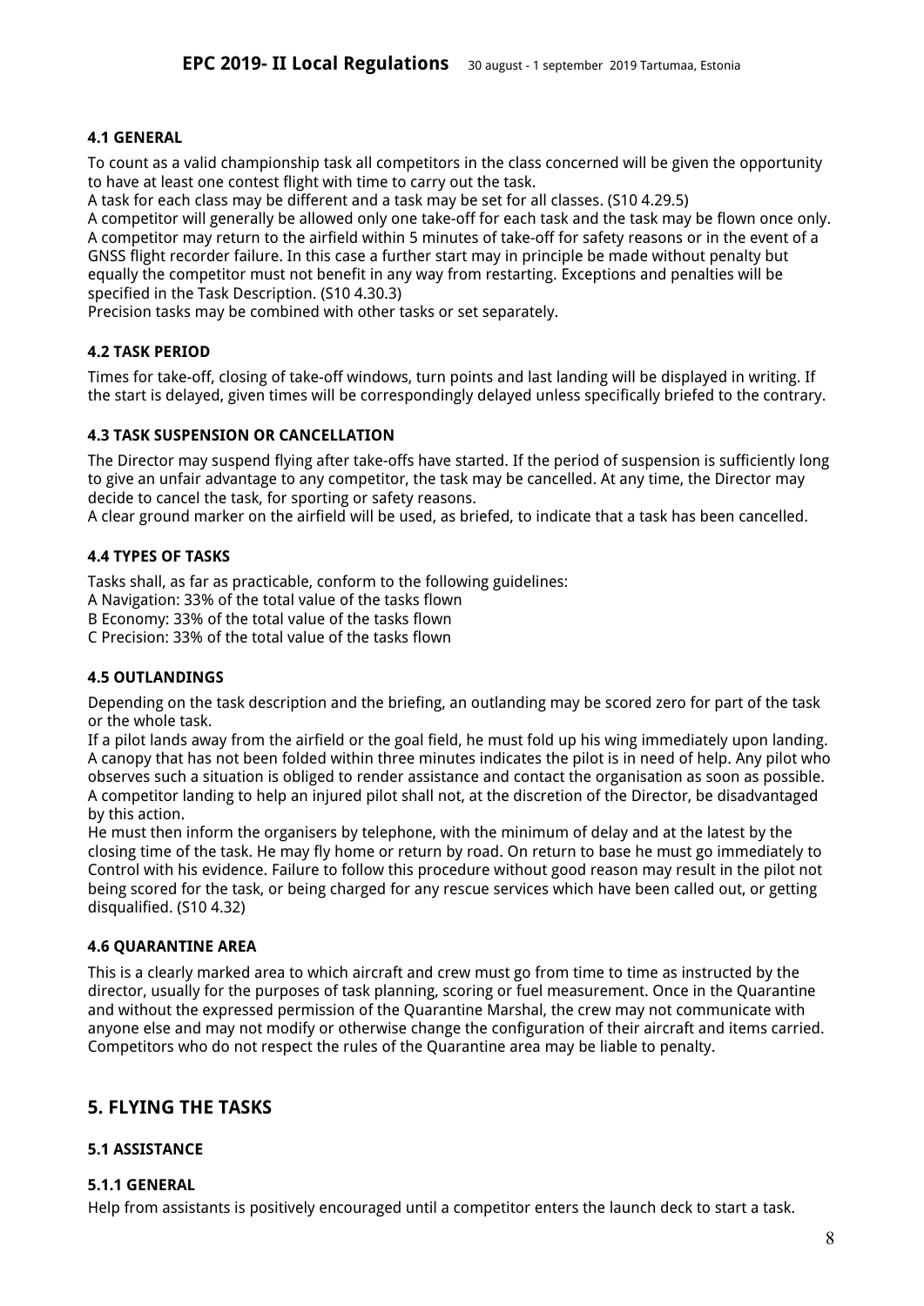### 4.1 GENERAL

To count as a valid championship task all competitors in the class concerned will be given the opportunity to have at least one contest flight with time to carry out the task.
A task for each class may be different and a task may be set for all classes. (S10 4.29.5)
A competitor will generally be allowed only one take-off for each task and the task may be flown once only. A competitor may return to the airfield within 5 minutes of take-off for safety reasons or in the event of a GNSS flight recorder failure. In this case a further start may in principle be made without penalty but equally the competitor must not benefit in any way from restarting. Exceptions and penalties will be specified in the Task Description. (S10 4.30.3)
Precision tasks may be combined with other tasks or set separately.

### 4.2 TASK PERIOD

Times for take-off, closing of take-off windows, turn points and last landing will be displayed in writing. If the start is delayed, given times will be correspondingly delayed unless specifically briefed to the contrary.

### 4.3 TASK SUSPENSION OR CANCELLATION

The Director may suspend flying after take-offs have started. If the period of suspension is sufficiently long to give an unfair advantage to any competitor, the task may be cancelled. At any time, the Director may decide to cancel the task, for sporting or safety reasons.
A clear ground marker on the airfield will be used, as briefed, to indicate that a task has been cancelled.

### 4.4 TYPES OF TASKS

Tasks shall, as far as practicable, conform to the following guidelines:
A Navigation: 33% of the total value of the tasks flown
B Economy: 33% of the total value of the tasks flown
C Precision: 33% of the total value of the tasks flown

### 4.5 OUTLANDINGS

Depending on the task description and the briefing, an outlanding may be scored zero for part of the task or the whole task.
If a pilot lands away from the airfield or the goal field, he must fold up his wing immediately upon landing. A canopy that has not been folded within three minutes indicates the pilot is in need of help. Any pilot who observes such a situation is obliged to render assistance and contact the organisation as soon as possible. A competitor landing to help an injured pilot shall not, at the discretion of the Director, be disadvantaged by this action.
He must then inform the organisers by telephone, with the minimum of delay and at the latest by the closing time of the task. He may fly home or return by road. On return to base he must go immediately to Control with his evidence. Failure to follow this procedure without good reason may result in the pilot not being scored for the task, or being charged for any rescue services which have been called out, or getting disqualified. (S10 4.32)

### 4.6 QUARANTINE AREA

This is a clearly marked area to which aircraft and crew must go from time to time as instructed by the director, usually for the purposes of task planning, scoring or fuel measurement. Once in the Quarantine and without the expressed permission of the Quarantine Marshal, the crew may not communicate with anyone else and may not modify or otherwise change the configuration of their aircraft and items carried. Competitors who do not respect the rules of the Quarantine area may be liable to penalty.

## 5. FLYING THE TASKS

### 5.1 ASSISTANCE

### 5.1.1 GENERAL

Help from assistants is positively encouraged until a competitor enters the launch deck to start a task.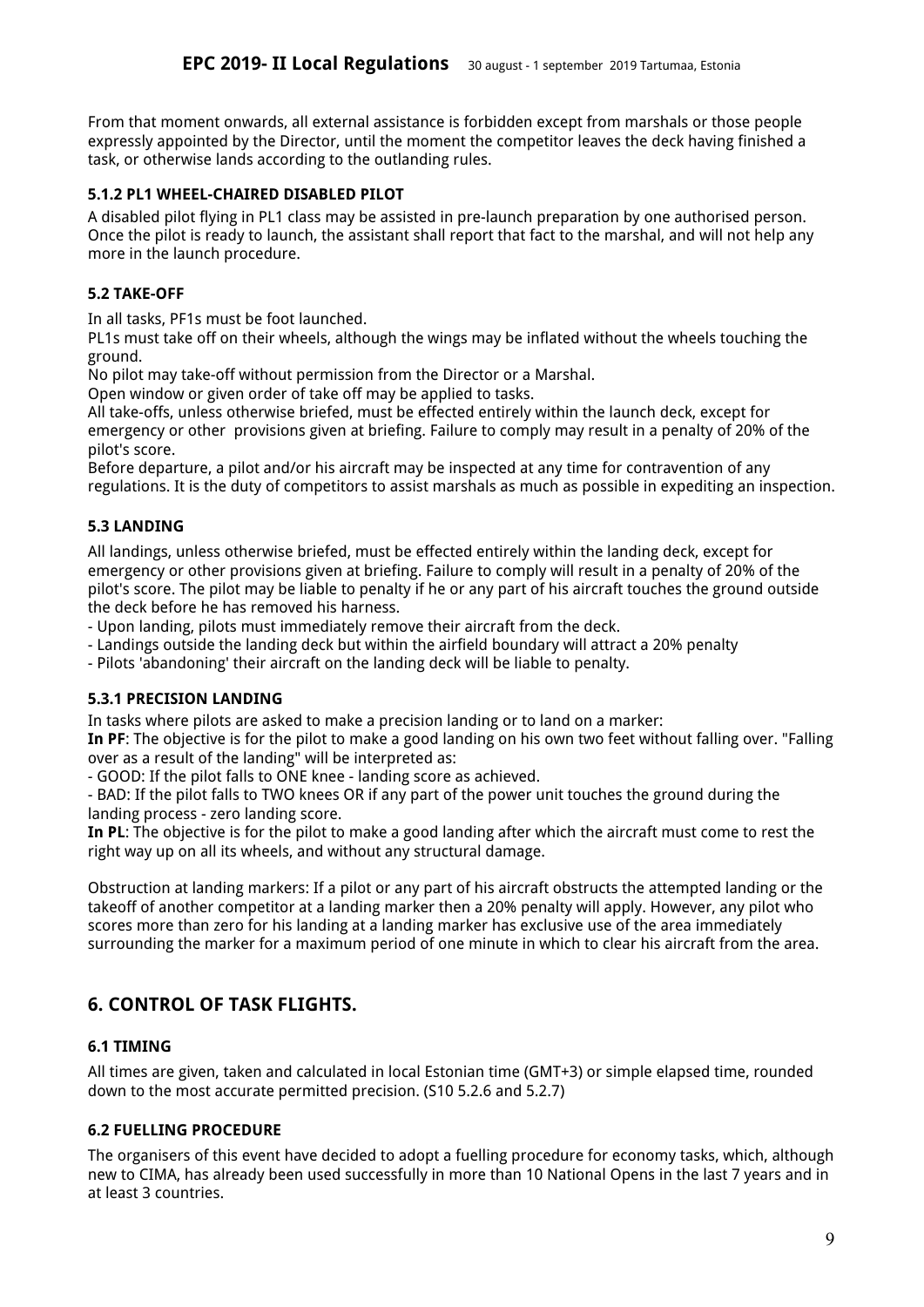From that moment onwards, all external assistance is forbidden except from marshals or those people expressly appointed by the Director, until the moment the competitor leaves the deck having finished a task, or otherwise lands according to the outlanding rules.

#### 5.1.2 PL1 WHEEL-CHAIRED DISABLED PILOT

A disabled pilot flying in PL1 class may be assisted in pre-launch preparation by one authorised person. Once the pilot is ready to launch, the assistant shall report that fact to the marshal, and will not help any more in the launch procedure.

### 5.2 TAKE-OFF

In all tasks, PF1s must be foot launched.

PL1s must take off on their wheels, although the wings may be inflated without the wheels touching the ground.

No pilot may take-off without permission from the Director or a Marshal.

Open window or given order of take off may be applied to tasks.

All take-offs, unless otherwise briefed, must be effected entirely within the launch deck, except for emergency or other provisions given at briefing. Failure to comply may result in a penalty of 20% of the pilot's score.

Before departure, a pilot and/or his aircraft may be inspected at any time for contravention of any regulations. It is the duty of competitors to assist marshals as much as possible in expediting an inspection.

### 5.3 LANDING

All landings, unless otherwise briefed, must be effected entirely within the landing deck, except for emergency or other provisions given at briefing. Failure to comply will result in a penalty of 20% of the pilot's score. The pilot may be liable to penalty if he or any part of his aircraft touches the ground outside the deck before he has removed his harness.

- Upon landing, pilots must immediately remove their aircraft from the deck.
- Landings outside the landing deck but within the airfield boundary will attract a 20% penalty
- Pilots 'abandoning' their aircraft on the landing deck will be liable to penalty.

#### 5.3.1 PRECISION LANDING

In tasks where pilots are asked to make a precision landing or to land on a marker:

**In PF**: The objective is for the pilot to make a good landing on his own two feet without falling over. "Falling over as a result of the landing" will be interpreted as:

- GOOD: If the pilot falls to ONE knee - landing score as achieved.
- BAD: If the pilot falls to TWO knees OR if any part of the power unit touches the ground during the landing process - zero landing score.

**In PL**: The objective is for the pilot to make a good landing after which the aircraft must come to rest the right way up on all its wheels, and without any structural damage.

Obstruction at landing markers: If a pilot or any part of his aircraft obstructs the attempted landing or the takeoff of another competitor at a landing marker then a 20% penalty will apply. However, any pilot who scores more than zero for his landing at a landing marker has exclusive use of the area immediately surrounding the marker for a maximum period of one minute in which to clear his aircraft from the area.

## 6. CONTROL OF TASK FLIGHTS.

### 6.1 TIMING

All times are given, taken and calculated in local Estonian time (GMT+3) or simple elapsed time, rounded down to the most accurate permitted precision. (S10 5.2.6 and 5.2.7)

### 6.2 FUELLING PROCEDURE

The organisers of this event have decided to adopt a fuelling procedure for economy tasks, which, although new to CIMA, has already been used successfully in more than 10 National Opens in the last 7 years and in at least 3 countries.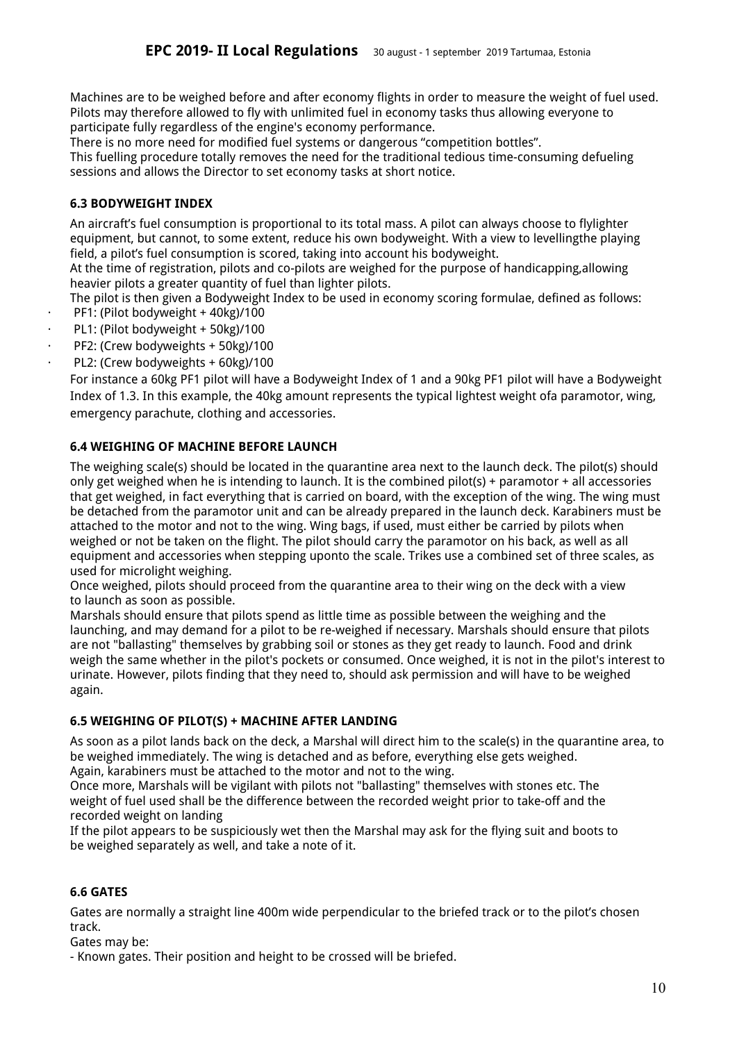Machines are to be weighed before and after economy flights in order to measure the weight of fuel used. Pilots may therefore allowed to fly with unlimited fuel in economy tasks thus allowing everyone to participate fully regardless of the engine's economy performance.
There is no more need for modified fuel systems or dangerous "competition bottles".
This fuelling procedure totally removes the need for the traditional tedious time-consuming defueling sessions and allows the Director to set economy tasks at short notice.

### 6.3 BODYWEIGHT INDEX

An aircraft's fuel consumption is proportional to its total mass. A pilot can always choose to flylighter equipment, but cannot, to some extent, reduce his own bodyweight. With a view to levellingthe playing field, a pilot's fuel consumption is scored, taking into account his bodyweight.
At the time of registration, pilots and co-pilots are weighed for the purpose of handicapping,allowing heavier pilots a greater quantity of fuel than lighter pilots.
The pilot is then given a Bodyweight Index to be used in economy scoring formulae, defined as follows:

- PF1: (Pilot bodyweight + 40kg)/100
- PL1: (Pilot bodyweight + 50kg)/100
- PF2: (Crew bodyweights + 50kg)/100
- PL2: (Crew bodyweights + 60kg)/100

For instance a 60kg PF1 pilot will have a Bodyweight Index of 1 and a 90kg PF1 pilot will have a Bodyweight Index of 1.3. In this example, the 40kg amount represents the typical lightest weight ofa paramotor, wing, emergency parachute, clothing and accessories.

### 6.4 WEIGHING OF MACHINE BEFORE LAUNCH

The weighing scale(s) should be located in the quarantine area next to the launch deck. The pilot(s) should only get weighed when he is intending to launch. It is the combined pilot(s) + paramotor + all accessories that get weighed, in fact everything that is carried on board, with the exception of the wing. The wing must be detached from the paramotor unit and can be already prepared in the launch deck. Karabiners must be attached to the motor and not to the wing. Wing bags, if used, must either be carried by pilots when weighed or not be taken on the flight. The pilot should carry the paramotor on his back, as well as all equipment and accessories when stepping uponto the scale. Trikes use a combined set of three scales, as used for microlight weighing.
Once weighed, pilots should proceed from the quarantine area to their wing on the deck with a view to launch as soon as possible.
Marshals should ensure that pilots spend as little time as possible between the weighing and the launching, and may demand for a pilot to be re-weighed if necessary. Marshals should ensure that pilots are not "ballasting" themselves by grabbing soil or stones as they get ready to launch. Food and drink weigh the same whether in the pilot's pockets or consumed. Once weighed, it is not in the pilot's interest to urinate. However, pilots finding that they need to, should ask permission and will have to be weighed again.

### 6.5 WEIGHING OF PILOT(S) + MACHINE AFTER LANDING

As soon as a pilot lands back on the deck, a Marshal will direct him to the scale(s) in the quarantine area, to be weighed immediately. The wing is detached and as before, everything else gets weighed.
Again, karabiners must be attached to the motor and not to the wing.
Once more, Marshals will be vigilant with pilots not "ballasting" themselves with stones etc. The weight of fuel used shall be the difference between the recorded weight prior to take-off and the recorded weight on landing
If the pilot appears to be suspiciously wet then the Marshal may ask for the flying suit and boots to be weighed separately as well, and take a note of it.

### 6.6 GATES

Gates are normally a straight line 400m wide perpendicular to the briefed track or to the pilot's chosen track.
Gates may be:
- Known gates. Their position and height to be crossed will be briefed.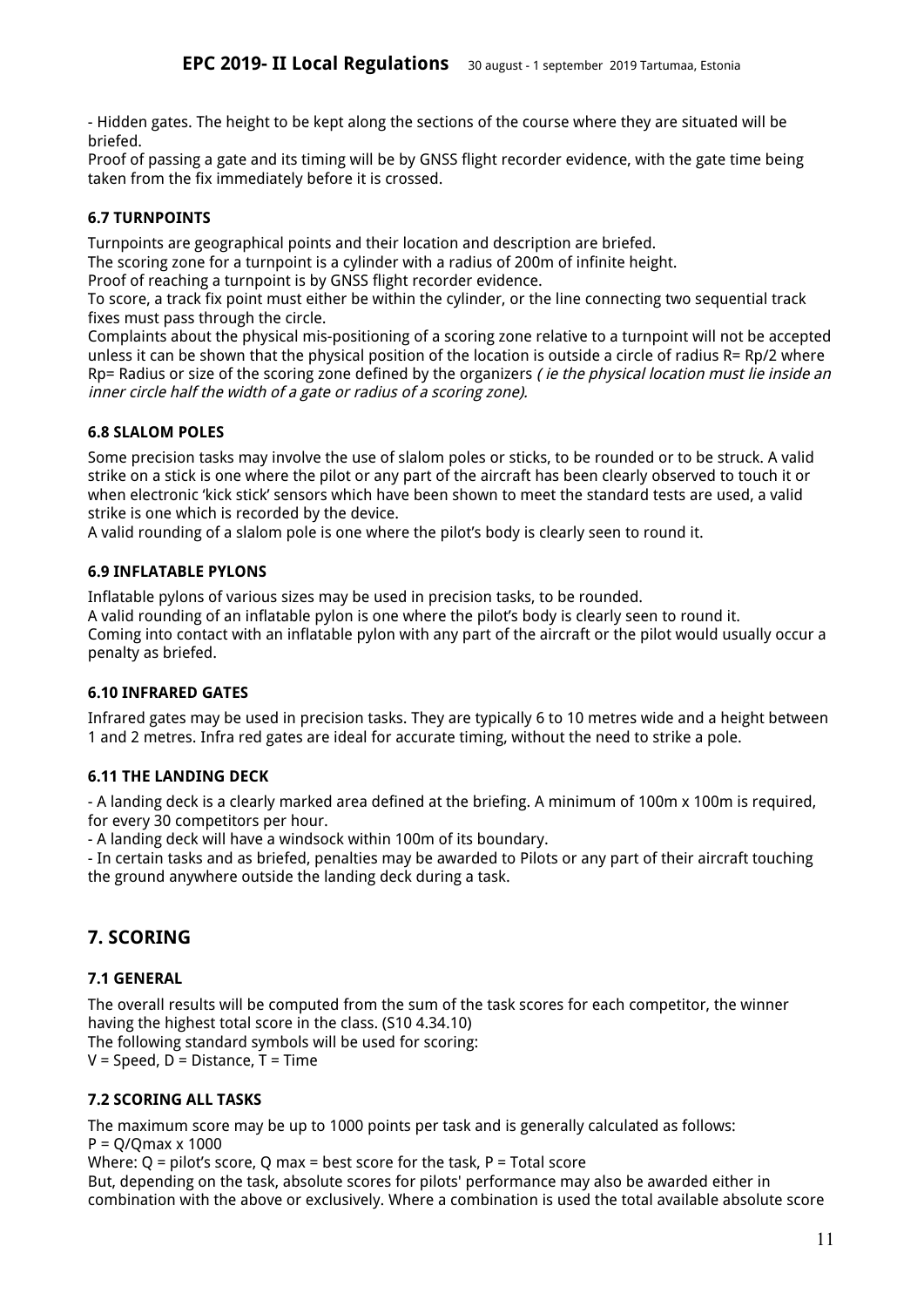- Hidden gates. The height to be kept along the sections of the course where they are situated will be briefed.
Proof of passing a gate and its timing will be by GNSS flight recorder evidence, with the gate time being taken from the fix immediately before it is crossed.

### 6.7 TURNPOINTS

Turnpoints are geographical points and their location and description are briefed.
The scoring zone for a turnpoint is a cylinder with a radius of 200m of infinite height.
Proof of reaching a turnpoint is by GNSS flight recorder evidence.
To score, a track fix point must either be within the cylinder, or the line connecting two sequential track fixes must pass through the circle.
Complaints about the physical mis-positioning of a scoring zone relative to a turnpoint will not be accepted unless it can be shown that the physical position of the location is outside a circle of radius R= Rp/2 where Rp= Radius or size of the scoring zone defined by the organizers *( ie the physical location must lie inside an inner circle half the width of a gate or radius of a scoring zone).*

### 6.8 SLALOM POLES

Some precision tasks may involve the use of slalom poles or sticks, to be rounded or to be struck. A valid strike on a stick is one where the pilot or any part of the aircraft has been clearly observed to touch it or when electronic 'kick stick' sensors which have been shown to meet the standard tests are used, a valid strike is one which is recorded by the device.
A valid rounding of a slalom pole is one where the pilot's body is clearly seen to round it.

### 6.9 INFLATABLE PYLONS

Inflatable pylons of various sizes may be used in precision tasks, to be rounded.
A valid rounding of an inflatable pylon is one where the pilot's body is clearly seen to round it.
Coming into contact with an inflatable pylon with any part of the aircraft or the pilot would usually occur a penalty as briefed.

### 6.10 INFRARED GATES

Infrared gates may be used in precision tasks. They are typically 6 to 10 metres wide and a height between 1 and 2 metres. Infra red gates are ideal for accurate timing, without the need to strike a pole.

### 6.11 THE LANDING DECK

- A landing deck is a clearly marked area defined at the briefing. A minimum of 100m x 100m is required, for every 30 competitors per hour.
- A landing deck will have a windsock within 100m of its boundary.
- In certain tasks and as briefed, penalties may be awarded to Pilots or any part of their aircraft touching the ground anywhere outside the landing deck during a task.

## 7. SCORING

### 7.1 GENERAL

The overall results will be computed from the sum of the task scores for each competitor, the winner having the highest total score in the class. (S10 4.34.10)
The following standard symbols will be used for scoring:
V = Speed, D = Distance, T = Time

### 7.2 SCORING ALL TASKS

The maximum score may be up to 1000 points per task and is generally calculated as follows:
$P = Q/Q_{max} \times 1000$
Where: Q = pilot's score, Q max = best score for the task, P = Total score
But, depending on the task, absolute scores for pilots' performance may also be awarded either in combination with the above or exclusively. Where a combination is used the total available absolute score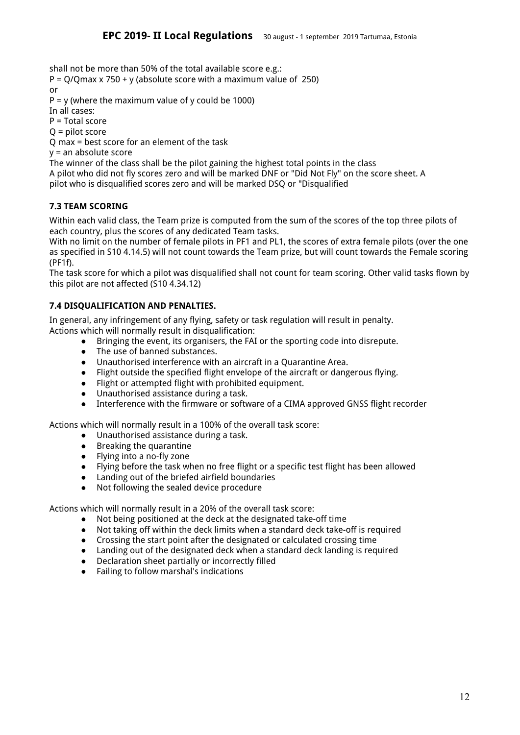shall not be more than 50% of the total available score e.g.:

$P = Q/Q_{max} \times 750 + y$ (absolute score with a maximum value of 250)

or

$P = y$ (where the maximum value of y could be 1000)

In all cases:

P = Total score

Q = pilot score

Q max = best score for an element of the task

y = an absolute score

The winner of the class shall be the pilot gaining the highest total points in the class

A pilot who did not fly scores zero and will be marked DNF or "Did Not Fly" on the score sheet. A pilot who is disqualified scores zero and will be marked DSQ or "Disqualified

### 7.3 TEAM SCORING

Within each valid class, the Team prize is computed from the sum of the scores of the top three pilots of each country, plus the scores of any dedicated Team tasks.

With no limit on the number of female pilots in PF1 and PL1, the scores of extra female pilots (over the one as specified in S10 4.14.5) will not count towards the Team prize, but will count towards the Female scoring (PF1f).

The task score for which a pilot was disqualified shall not count for team scoring. Other valid tasks flown by this pilot are not affected (S10 4.34.12)

### 7.4 DISQUALIFICATION AND PENALTIES.

In general, any infringement of any flying, safety or task regulation will result in penalty.

Actions which will normally result in disqualification:

- Bringing the event, its organisers, the FAI or the sporting code into disrepute.
- The use of banned substances.
- Unauthorised interference with an aircraft in a Quarantine Area.
- Flight outside the specified flight envelope of the aircraft or dangerous flying.
- Flight or attempted flight with prohibited equipment.
- Unauthorised assistance during a task.
- Interference with the firmware or software of a CIMA approved GNSS flight recorder

Actions which will normally result in a 100% of the overall task score:

- Unauthorised assistance during a task.
- Breaking the quarantine
- Flying into a no-fly zone
- Flying before the task when no free flight or a specific test flight has been allowed
- Landing out of the briefed airfield boundaries
- Not following the sealed device procedure

Actions which will normally result in a 20% of the overall task score:

- Not being positioned at the deck at the designated take-off time
- Not taking off within the deck limits when a standard deck take-off is required
- Crossing the start point after the designated or calculated crossing time
- Landing out of the designated deck when a standard deck landing is required
- Declaration sheet partially or incorrectly filled
- Failing to follow marshal's indications